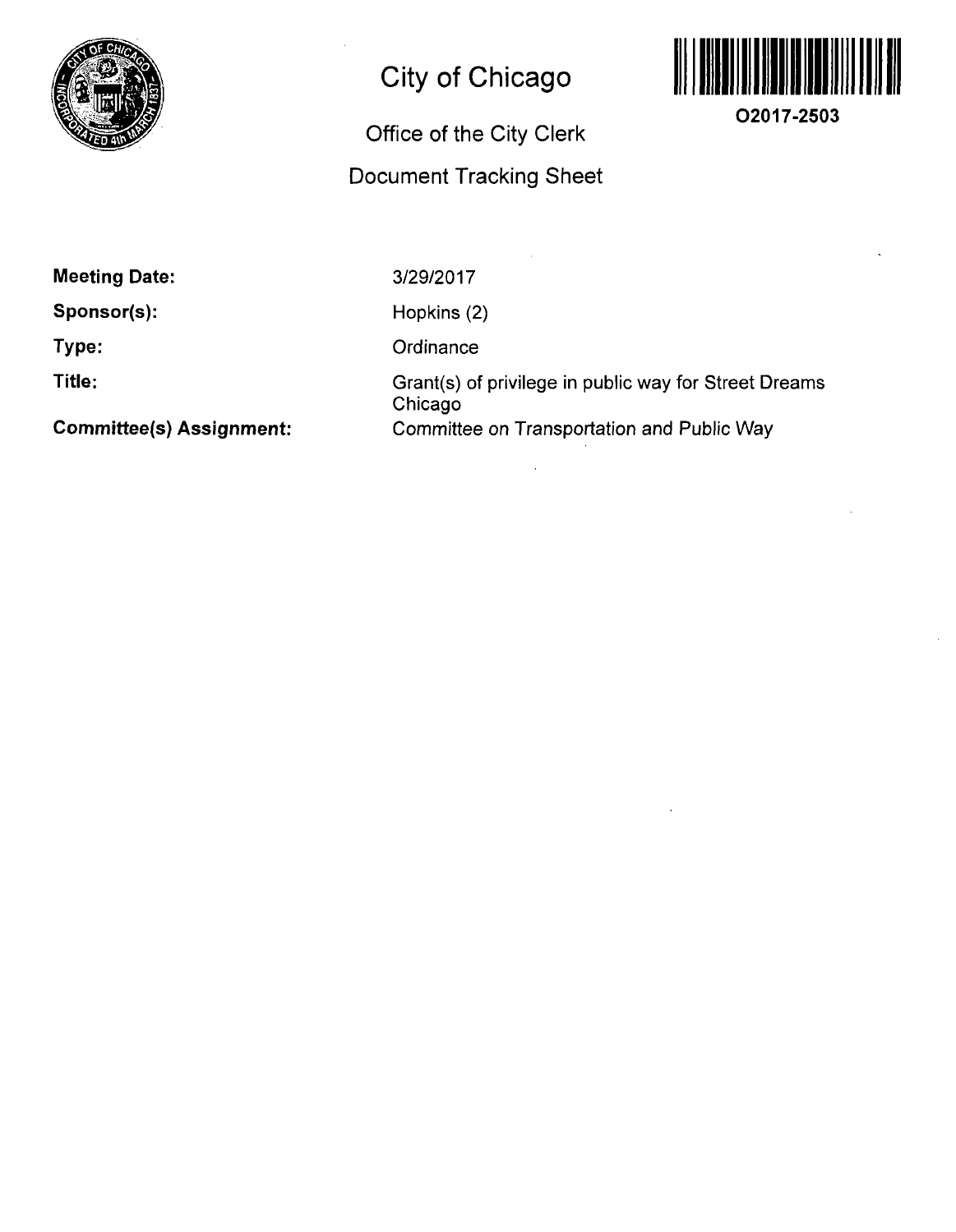# City of Chicago

## Office of the City Clerk

## Document Tracking Sheet

O2017-2503

**Meeting Date:** 3/29/2017

**Sponsor(s):** Hopkins (2)

**Type:** Ordinance

**Title:** Grant(s) of privilege in public way for Street Dreams Chicago

**Committee(s) Assignment:** Committee on Transportation and Public Way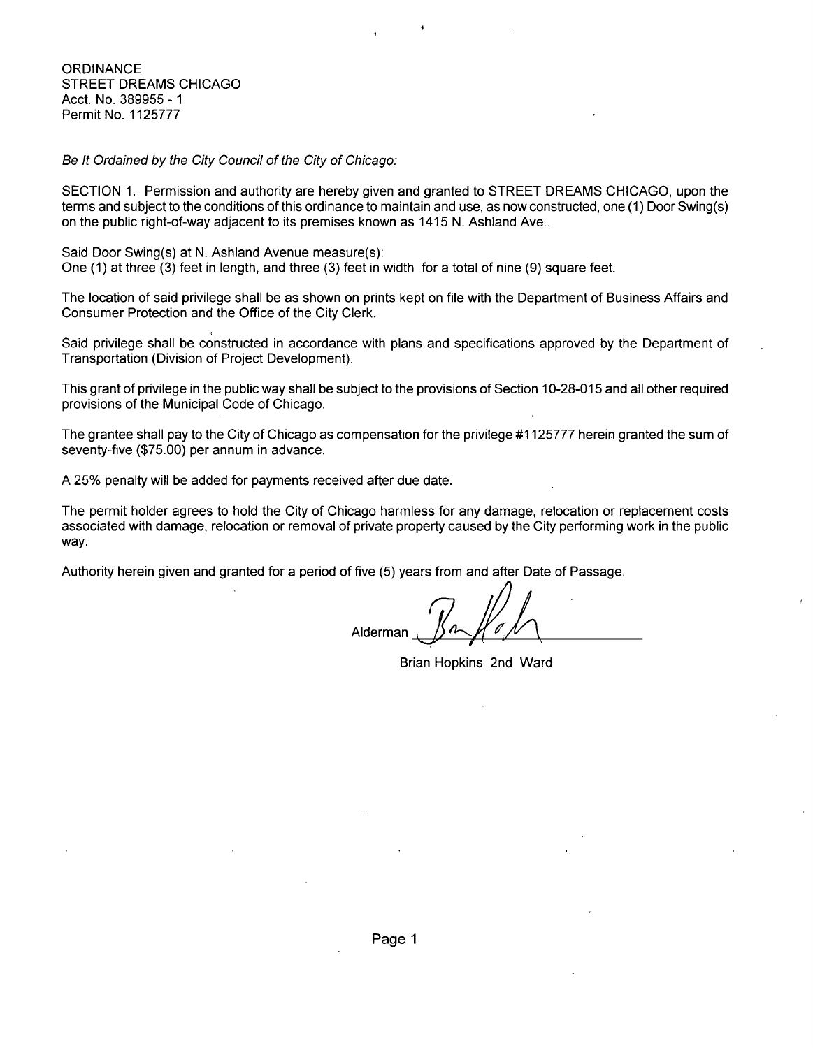ORDINANCE
STREET DREAMS CHICAGO
Acct. No. 389955 - 1
Permit No. 1125777

*Be It Ordained by the City Council of the City of Chicago:*

SECTION 1. Permission and authority are hereby given and granted to STREET DREAMS CHICAGO, upon the terms and subject to the conditions of this ordinance to maintain and use, as now constructed, one (1) Door Swing(s) on the public right-of-way adjacent to its premises known as 1415 N. Ashland Ave..

Said Door Swing(s) at N. Ashland Avenue measure(s):
One (1) at three (3) feet in length, and three (3) feet in width for a total of nine (9) square feet.

The location of said privilege shall be as shown on prints kept on file with the Department of Business Affairs and Consumer Protection and the Office of the City Clerk.

Said privilege shall be constructed in accordance with plans and specifications approved by the Department of Transportation (Division of Project Development).

This grant of privilege in the public way shall be subject to the provisions of Section 10-28-015 and all other required provisions of the Municipal Code of Chicago.

The grantee shall pay to the City of Chicago as compensation for the privilege #1125777 herein granted the sum of seventy-five ($75.00) per annum in advance.

A 25% penalty will be added for payments received after due date.

The permit holder agrees to hold the City of Chicago harmless for any damage, relocation or replacement costs associated with damage, relocation or removal of private property caused by the City performing work in the public way.

Authority herein given and granted for a period of five (5) years from and after Date of Passage.

Alderman ______________________

Brian Hopkins 2nd Ward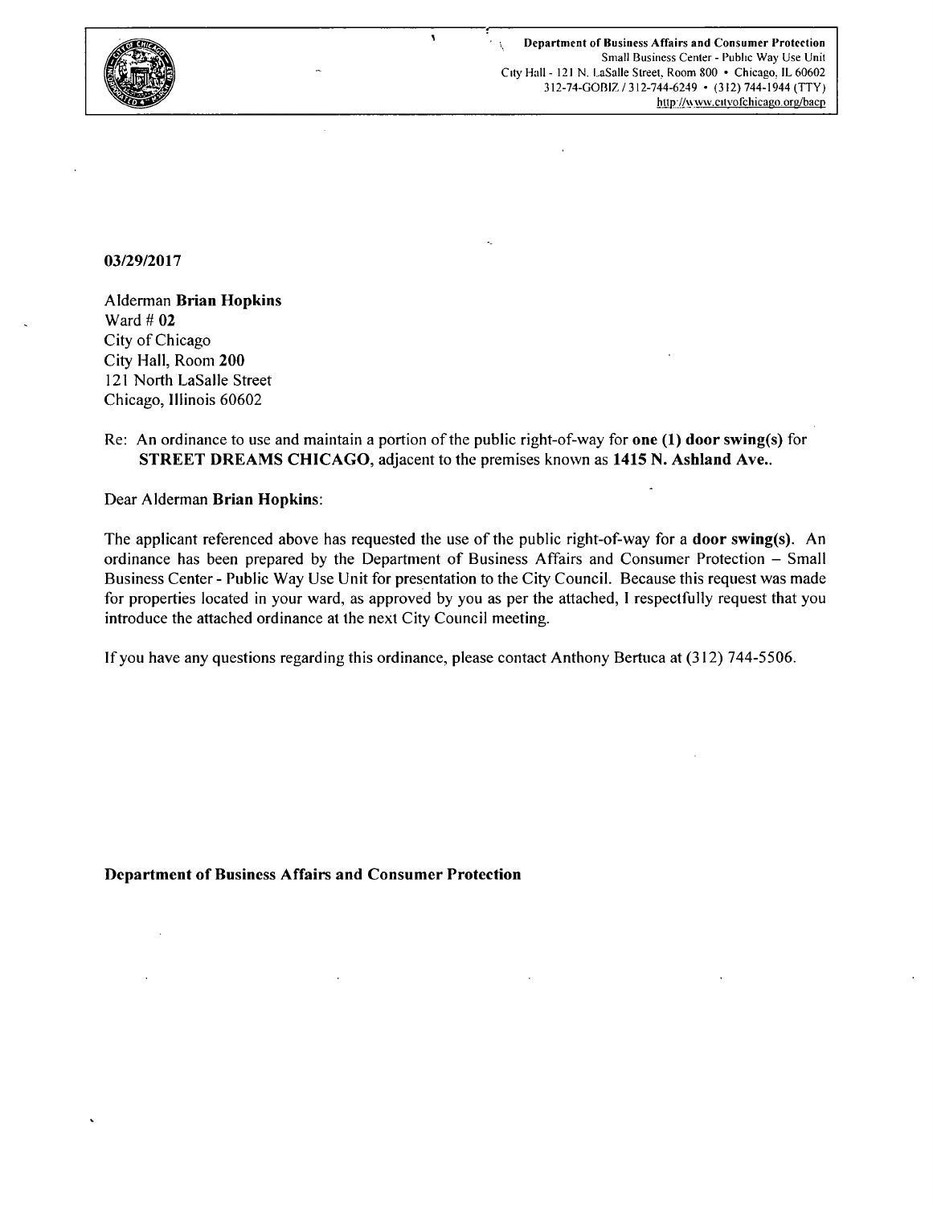**Department of Business Affairs and Consumer Protection**
Small Business Center - Public Way Use Unit
City Hall - 121 N. LaSalle Street, Room 800 • Chicago, IL 60602
312-74-GOBIZ / 312-744-6249 • (312) 744-1944 (TTY)
http://www.cityofchicago.org/bacp

**03/29/2017**

Alderman **Brian Hopkins**
Ward # **02**
City of Chicago
City Hall, Room **200**
121 North LaSalle Street
Chicago, Illinois 60602

Re: An ordinance to use and maintain a portion of the public right-of-way for **one (1) door swing(s)** for **STREET DREAMS CHICAGO**, adjacent to the premises known as **1415 N. Ashland Ave.**.

Dear Alderman **Brian Hopkins**:

The applicant referenced above has requested the use of the public right-of-way for a **door swing(s)**. An ordinance has been prepared by the Department of Business Affairs and Consumer Protection – Small Business Center - Public Way Use Unit for presentation to the City Council. Because this request was made for properties located in your ward, as approved by you as per the attached, I respectfully request that you introduce the attached ordinance at the next City Council meeting.

If you have any questions regarding this ordinance, please contact Anthony Bertuca at (312) 744-5506.

**Department of Business Affairs and Consumer Protection**